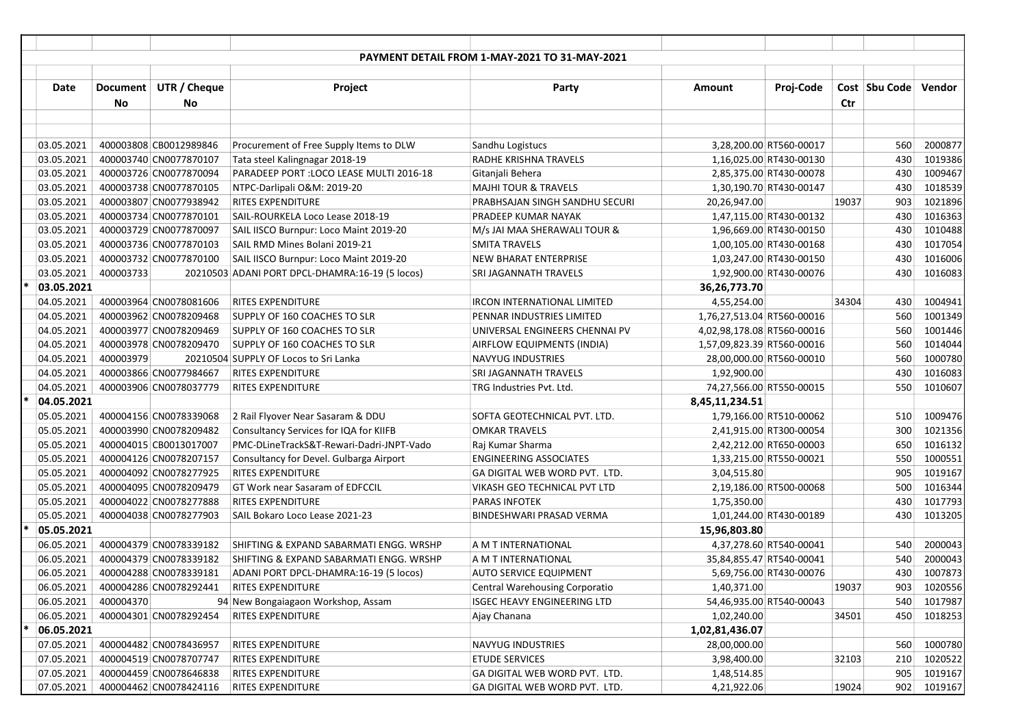# PAYMENT DETAIL FROM 1-MAY-2021 TO 31-MAY-2021

| | Date | Document No | UTR / Cheque No | Project | Party | Amount | Proj-Code | Cost Ctr | Sbu Code | Vendor |
|---|---|---|---|---|---|---|---|---|---|---|
| | 03.05.2021 | 400003808 | CB0012989846 | Procurement of Free Supply Items to DLW | Sandhu Logistucs | 3,28,200.00 | RT560-00017 | | 560 | 2000877 |
| | 03.05.2021 | 400003740 | CN0077870107 | Tata steel Kalingnagar 2018-19 | RADHE KRISHNA TRAVELS | 1,16,025.00 | RT430-00130 | | 430 | 1019386 |
| | 03.05.2021 | 400003726 | CN0077870094 | PARADEEP PORT :LOCO LEASE MULTI 2016-18 | Gitanjali Behera | 2,85,375.00 | RT430-00078 | | 430 | 1009467 |
| | 03.05.2021 | 400003738 | CN0077870105 | NTPC-Darlipali O&M: 2019-20 | MAJHI TOUR & TRAVELS | 1,30,190.70 | RT430-00147 | | 430 | 1018539 |
| | 03.05.2021 | 400003807 | CN0077938942 | RITES EXPENDITURE | PRABHSAJAN SINGH SANDHU SECURI | 20,26,947.00 | | 19037 | 903 | 1021896 |
| | 03.05.2021 | 400003734 | CN0077870101 | SAIL-ROURKELA Loco Lease 2018-19 | PRADEEP KUMAR NAYAK | 1,47,115.00 | RT430-00132 | | 430 | 1016363 |
| | 03.05.2021 | 400003729 | CN0077870097 | SAIL IISCO Burnpur: Loco Maint 2019-20 | M/s JAI MAA SHERAWALI TOUR & | 1,96,669.00 | RT430-00150 | | 430 | 1010488 |
| | 03.05.2021 | 400003736 | CN0077870103 | SAIL RMD Mines Bolani 2019-21 | SMITA TRAVELS | 1,00,105.00 | RT430-00168 | | 430 | 1017054 |
| | 03.05.2021 | 400003732 | CN0077870100 | SAIL IISCO Burnpur: Loco Maint 2019-20 | NEW BHARAT ENTERPRISE | 1,03,247.00 | RT430-00150 | | 430 | 1016006 |
| | 03.05.2021 | 400003733 | 20210503 | ADANI PORT DPCL-DHAMRA:16-19 (5 locos) | SRI JAGANNATH TRAVELS | 1,92,900.00 | RT430-00076 | | 430 | 1016083 |
| * | **03.05.2021** | | | | | **36,26,773.70** | | | | |
| | 04.05.2021 | 400003964 | CN0078081606 | RITES EXPENDITURE | IRCON INTERNATIONAL LIMITED | 4,55,254.00 | | 34304 | 430 | 1004941 |
| | 04.05.2021 | 400003962 | CN0078209468 | SUPPLY OF 160 COACHES TO SLR | PENNAR INDUSTRIES LIMITED | 1,76,27,513.04 | RT560-00016 | | 560 | 1001349 |
| | 04.05.2021 | 400003977 | CN0078209469 | SUPPLY OF 160 COACHES TO SLR | UNIVERSAL ENGINEERS CHENNAI PV | 4,02,98,178.08 | RT560-00016 | | 560 | 1001446 |
| | 04.05.2021 | 400003978 | CN0078209470 | SUPPLY OF 160 COACHES TO SLR | AIRFLOW EQUIPMENTS (INDIA) | 1,57,09,823.39 | RT560-00016 | | 560 | 1014044 |
| | 04.05.2021 | 400003979 | 20210504 | SUPPLY OF Locos to Sri Lanka | NAVYUG INDUSTRIES | 28,00,000.00 | RT560-00010 | | 560 | 1000780 |
| | 04.05.2021 | 400003866 | CN0077984667 | RITES EXPENDITURE | SRI JAGANNATH TRAVELS | 1,92,900.00 | | | 430 | 1016083 |
| | 04.05.2021 | 400003906 | CN0078037779 | RITES EXPENDITURE | TRG Industries Pvt. Ltd. | 74,27,566.00 | RT550-00015 | | 550 | 1010607 |
| * | **04.05.2021** | | | | | **8,45,11,234.51** | | | | |
| | 05.05.2021 | 400004156 | CN0078339068 | 2 Rail Flyover Near Sasaram & DDU | SOFTA GEOTECHNICAL PVT. LTD. | 1,79,166.00 | RT510-00062 | | 510 | 1009476 |
| | 05.05.2021 | 400003990 | CN0078209482 | Consultancy Services for IQA for KIIFB | OMKAR TRAVELS | 2,41,915.00 | RT300-00054 | | 300 | 1021356 |
| | 05.05.2021 | 400004015 | CB0013017007 | PMC-DLineTrackS&T-Rewari-Dadri-JNPT-Vado | Raj Kumar Sharma | 2,42,212.00 | RT650-00003 | | 650 | 1016132 |
| | 05.05.2021 | 400004126 | CN0078207157 | Consultancy for Devel. Gulbarga Airport | ENGINEERING ASSOCIATES | 1,33,215.00 | RT550-00021 | | 550 | 1000551 |
| | 05.05.2021 | 400004092 | CN0078277925 | RITES EXPENDITURE | GA DIGITAL WEB WORD PVT. LTD. | 3,04,515.80 | | | 905 | 1019167 |
| | 05.05.2021 | 400004095 | CN0078209479 | GT Work near Sasaram of EDFCCIL | VIKASH GEO TECHNICAL PVT LTD | 2,19,186.00 | RT500-00068 | | 500 | 1016344 |
| | 05.05.2021 | 400004022 | CN0078277888 | RITES EXPENDITURE | PARAS INFOTEK | 1,75,350.00 | | | 430 | 1017793 |
| | 05.05.2021 | 400004038 | CN0078277903 | SAIL Bokaro Loco Lease 2021-23 | BINDESHWARI PRASAD VERMA | 1,01,244.00 | RT430-00189 | | 430 | 1013205 |
| * | **05.05.2021** | | | | | **15,96,803.80** | | | | |
| | 06.05.2021 | 400004379 | CN0078339182 | SHIFTING & EXPAND SABARMATI ENGG. WRSHP | A M T INTERNATIONAL | 4,37,278.60 | RT540-00041 | | 540 | 2000043 |
| | 06.05.2021 | 400004379 | CN0078339182 | SHIFTING & EXPAND SABARMATI ENGG. WRSHP | A M T INTERNATIONAL | 35,84,855.47 | RT540-00041 | | 540 | 2000043 |
| | 06.05.2021 | 400004288 | CN0078339181 | ADANI PORT DPCL-DHAMRA:16-19 (5 locos) | AUTO SERVICE EQUIPMENT | 5,69,756.00 | RT430-00076 | | 430 | 1007873 |
| | 06.05.2021 | 400004286 | CN0078292441 | RITES EXPENDITURE | Central Warehousing Corporatio | 1,40,371.00 | | 19037 | 903 | 1020556 |
| | 06.05.2021 | 400004370 | 94 | New Bongaigaon Workshop, Assam | ISGEC HEAVY ENGINEERING LTD | 54,46,935.00 | RT540-00043 | | 540 | 1017987 |
| | 06.05.2021 | 400004301 | CN0078292454 | RITES EXPENDITURE | Ajay Chanana | 1,02,240.00 | | 34501 | 450 | 1018253 |
| * | **06.05.2021** | | | | | **1,02,81,436.07** | | | | |
| | 07.05.2021 | 400004482 | CN0078436957 | RITES EXPENDITURE | NAVYUG INDUSTRIES | 28,00,000.00 | | | 560 | 1000780 |
| | 07.05.2021 | 400004519 | CN0078707747 | RITES EXPENDITURE | ETUDE SERVICES | 3,98,400.00 | | 32103 | 210 | 1020522 |
| | 07.05.2021 | 400004459 | CN0078646838 | RITES EXPENDITURE | GA DIGITAL WEB WORD PVT. LTD. | 1,48,514.85 | | | 905 | 1019167 |
| | 07.05.2021 | 400004462 | CN0078424116 | RITES EXPENDITURE | GA DIGITAL WEB WORD PVT. LTD. | 4,21,922.06 | | 19024 | 902 | 1019167 |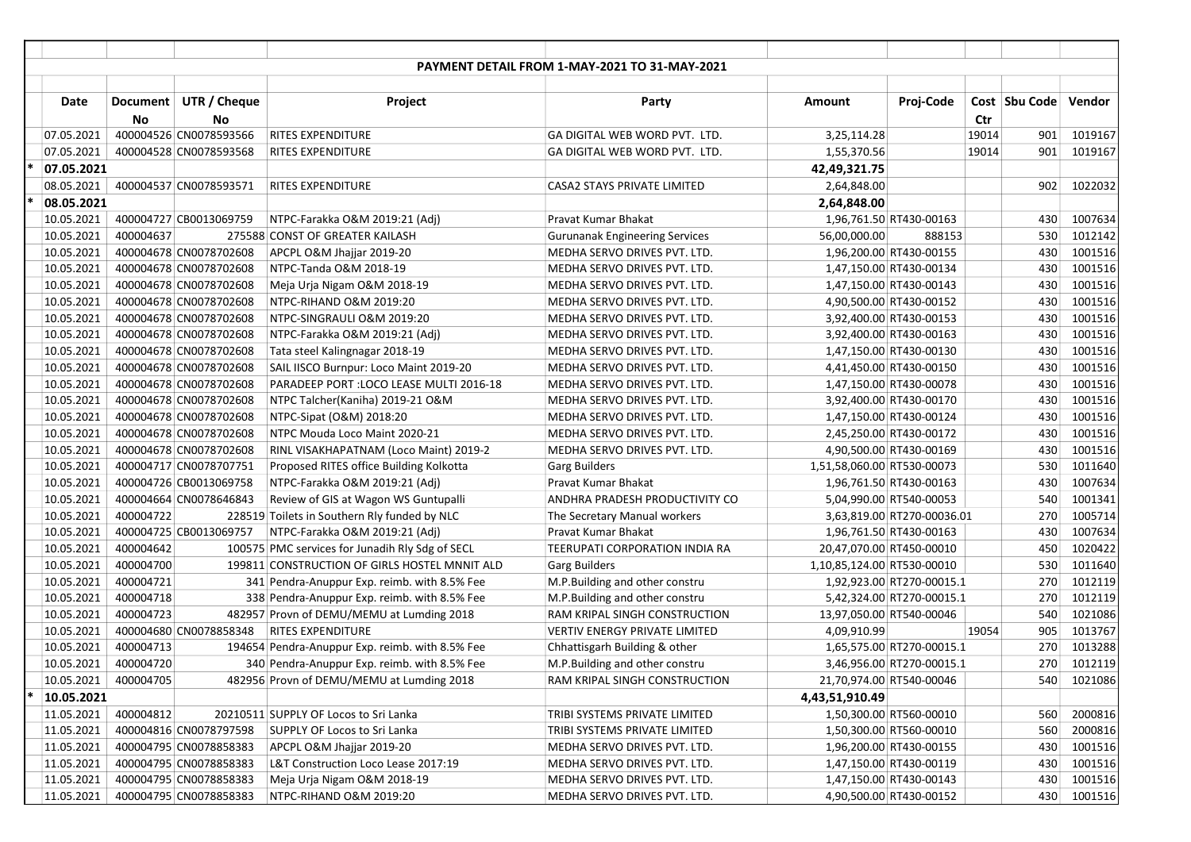**PAYMENT DETAIL FROM 1-MAY-2021 TO 31-MAY-2021**

| | Date | Document No | UTR / Cheque No | Project | Party | Amount | Proj-Code | Cost Ctr | Sbu Code | Vendor |
|---|---|---|---|---|---|---|---|---|---|---|
| | 07.05.2021 | 400004526 | CN0078593566 | RITES EXPENDITURE | GA DIGITAL WEB WORD PVT. LTD. | 3,25,114.28 | | 19014 | 901 | 1019167 |
| | 07.05.2021 | 400004528 | CN0078593568 | RITES EXPENDITURE | GA DIGITAL WEB WORD PVT. LTD. | 1,55,370.56 | | 19014 | 901 | 1019167 |
| * | 07.05.2021 | | | | | 42,49,321.75 | | | | |
| | 08.05.2021 | 400004537 | CN0078593571 | RITES EXPENDITURE | CASA2 STAYS PRIVATE LIMITED | 2,64,848.00 | | | 902 | 1022032 |
| * | 08.05.2021 | | | | | 2,64,848.00 | | | | |
| | 10.05.2021 | 400004727 | CB0013069759 | NTPC-Farakka O&M 2019:21 (Adj) | Pravat Kumar Bhakat | 1,96,761.50 | RT430-00163 | | 430 | 1007634 |
| | 10.05.2021 | 400004637 | 275588 | CONST OF GREATER KAILASH | Gurunanak Engineering Services | 56,00,000.00 | 888153 | | 530 | 1012142 |
| | 10.05.2021 | 400004678 | CN0078702608 | APCPL O&M Jhajjar 2019-20 | MEDHA SERVO DRIVES PVT. LTD. | 1,96,200.00 | RT430-00155 | | 430 | 1001516 |
| | 10.05.2021 | 400004678 | CN0078702608 | NTPC-Tanda O&M 2018-19 | MEDHA SERVO DRIVES PVT. LTD. | 1,47,150.00 | RT430-00134 | | 430 | 1001516 |
| | 10.05.2021 | 400004678 | CN0078702608 | Meja Urja Nigam O&M 2018-19 | MEDHA SERVO DRIVES PVT. LTD. | 1,47,150.00 | RT430-00143 | | 430 | 1001516 |
| | 10.05.2021 | 400004678 | CN0078702608 | NTPC-RIHAND O&M 2019:20 | MEDHA SERVO DRIVES PVT. LTD. | 4,90,500.00 | RT430-00152 | | 430 | 1001516 |
| | 10.05.2021 | 400004678 | CN0078702608 | NTPC-SINGRAULI O&M 2019:20 | MEDHA SERVO DRIVES PVT. LTD. | 3,92,400.00 | RT430-00153 | | 430 | 1001516 |
| | 10.05.2021 | 400004678 | CN0078702608 | NTPC-Farakka O&M 2019:21 (Adj) | MEDHA SERVO DRIVES PVT. LTD. | 3,92,400.00 | RT430-00163 | | 430 | 1001516 |
| | 10.05.2021 | 400004678 | CN0078702608 | Tata steel Kalingnagar 2018-19 | MEDHA SERVO DRIVES PVT. LTD. | 1,47,150.00 | RT430-00130 | | 430 | 1001516 |
| | 10.05.2021 | 400004678 | CN0078702608 | SAIL IISCO Burnpur: Loco Maint 2019-20 | MEDHA SERVO DRIVES PVT. LTD. | 4,41,450.00 | RT430-00150 | | 430 | 1001516 |
| | 10.05.2021 | 400004678 | CN0078702608 | PARADEEP PORT :LOCO LEASE MULTI 2016-18 | MEDHA SERVO DRIVES PVT. LTD. | 1,47,150.00 | RT430-00078 | | 430 | 1001516 |
| | 10.05.2021 | 400004678 | CN0078702608 | NTPC Talcher(Kaniha) 2019-21 O&M | MEDHA SERVO DRIVES PVT. LTD. | 3,92,400.00 | RT430-00170 | | 430 | 1001516 |
| | 10.05.2021 | 400004678 | CN0078702608 | NTPC-Sipat (O&M) 2018:20 | MEDHA SERVO DRIVES PVT. LTD. | 1,47,150.00 | RT430-00124 | | 430 | 1001516 |
| | 10.05.2021 | 400004678 | CN0078702608 | NTPC Mouda Loco Maint 2020-21 | MEDHA SERVO DRIVES PVT. LTD. | 2,45,250.00 | RT430-00172 | | 430 | 1001516 |
| | 10.05.2021 | 400004678 | CN0078702608 | RINL VISAKHAPATNAM (Loco Maint) 2019-2 | MEDHA SERVO DRIVES PVT. LTD. | 4,90,500.00 | RT430-00169 | | 430 | 1001516 |
| | 10.05.2021 | 400004717 | CN0078707751 | Proposed RITES office Building Kolkotta | Garg Builders | 1,51,58,060.00 | RT530-00073 | | 530 | 1011640 |
| | 10.05.2021 | 400004726 | CB0013069758 | NTPC-Farakka O&M 2019:21 (Adj) | Pravat Kumar Bhakat | 1,96,761.50 | RT430-00163 | | 430 | 1007634 |
| | 10.05.2021 | 400004664 | CN0078646843 | Review of GIS at Wagon WS Guntupalli | ANDHRA PRADESH PRODUCTIVITY CO | 5,04,990.00 | RT540-00053 | | 540 | 1001341 |
| | 10.05.2021 | 400004722 | 228519 | Toilets in Southern Rly funded by NLC | The Secretary Manual workers | 3,63,819.00 | RT270-00036.01 | | 270 | 1005714 |
| | 10.05.2021 | 400004725 | CB0013069757 | NTPC-Farakka O&M 2019:21 (Adj) | Pravat Kumar Bhakat | 1,96,761.50 | RT430-00163 | | 430 | 1007634 |
| | 10.05.2021 | 400004642 | 100575 | PMC services for Junadih Rly Sdg of SECL | TEERUPATI CORPORATION INDIA RA | 20,47,070.00 | RT450-00010 | | 450 | 1020422 |
| | 10.05.2021 | 400004700 | 199811 | CONSTRUCTION OF GIRLS HOSTEL MNNIT ALD | Garg Builders | 1,10,85,124.00 | RT530-00010 | | 530 | 1011640 |
| | 10.05.2021 | 400004721 | 341 | Pendra-Anuppur Exp. reimb. with 8.5% Fee | M.P.Building and other constru | 1,92,923.00 | RT270-00015.1 | | 270 | 1012119 |
| | 10.05.2021 | 400004718 | 338 | Pendra-Anuppur Exp. reimb. with 8.5% Fee | M.P.Building and other constru | 5,42,324.00 | RT270-00015.1 | | 270 | 1012119 |
| | 10.05.2021 | 400004723 | 482957 | Provn of DEMU/MEMU at Lumding 2018 | RAM KRIPAL SINGH CONSTRUCTION | 13,97,050.00 | RT540-00046 | | 540 | 1021086 |
| | 10.05.2021 | 400004680 | CN0078858348 | RITES EXPENDITURE | VERTIV ENERGY PRIVATE LIMITED | 4,09,910.99 | | 19054 | 905 | 1013767 |
| | 10.05.2021 | 400004713 | 194654 | Pendra-Anuppur Exp. reimb. with 8.5% Fee | Chhattisgarh Building & other | 1,65,575.00 | RT270-00015.1 | | 270 | 1013288 |
| | 10.05.2021 | 400004720 | 340 | Pendra-Anuppur Exp. reimb. with 8.5% Fee | M.P.Building and other constru | 3,46,956.00 | RT270-00015.1 | | 270 | 1012119 |
| | 10.05.2021 | 400004705 | 482956 | Provn of DEMU/MEMU at Lumding 2018 | RAM KRIPAL SINGH CONSTRUCTION | 21,70,974.00 | RT540-00046 | | 540 | 1021086 |
| * | 10.05.2021 | | | | | 4,43,51,910.49 | | | | |
| | 11.05.2021 | 400004812 | 20210511 | SUPPLY OF Locos to Sri Lanka | TRIBI SYSTEMS PRIVATE LIMITED | 1,50,300.00 | RT560-00010 | | 560 | 2000816 |
| | 11.05.2021 | 400004816 | CN0078797598 | SUPPLY OF Locos to Sri Lanka | TRIBI SYSTEMS PRIVATE LIMITED | 1,50,300.00 | RT560-00010 | | 560 | 2000816 |
| | 11.05.2021 | 400004795 | CN0078858383 | APCPL O&M Jhajjar 2019-20 | MEDHA SERVO DRIVES PVT. LTD. | 1,96,200.00 | RT430-00155 | | 430 | 1001516 |
| | 11.05.2021 | 400004795 | CN0078858383 | L&T Construction Loco Lease 2017:19 | MEDHA SERVO DRIVES PVT. LTD. | 1,47,150.00 | RT430-00119 | | 430 | 1001516 |
| | 11.05.2021 | 400004795 | CN0078858383 | Meja Urja Nigam O&M 2018-19 | MEDHA SERVO DRIVES PVT. LTD. | 1,47,150.00 | RT430-00143 | | 430 | 1001516 |
| | 11.05.2021 | 400004795 | CN0078858383 | NTPC-RIHAND O&M 2019:20 | MEDHA SERVO DRIVES PVT. LTD. | 4,90,500.00 | RT430-00152 | | 430 | 1001516 |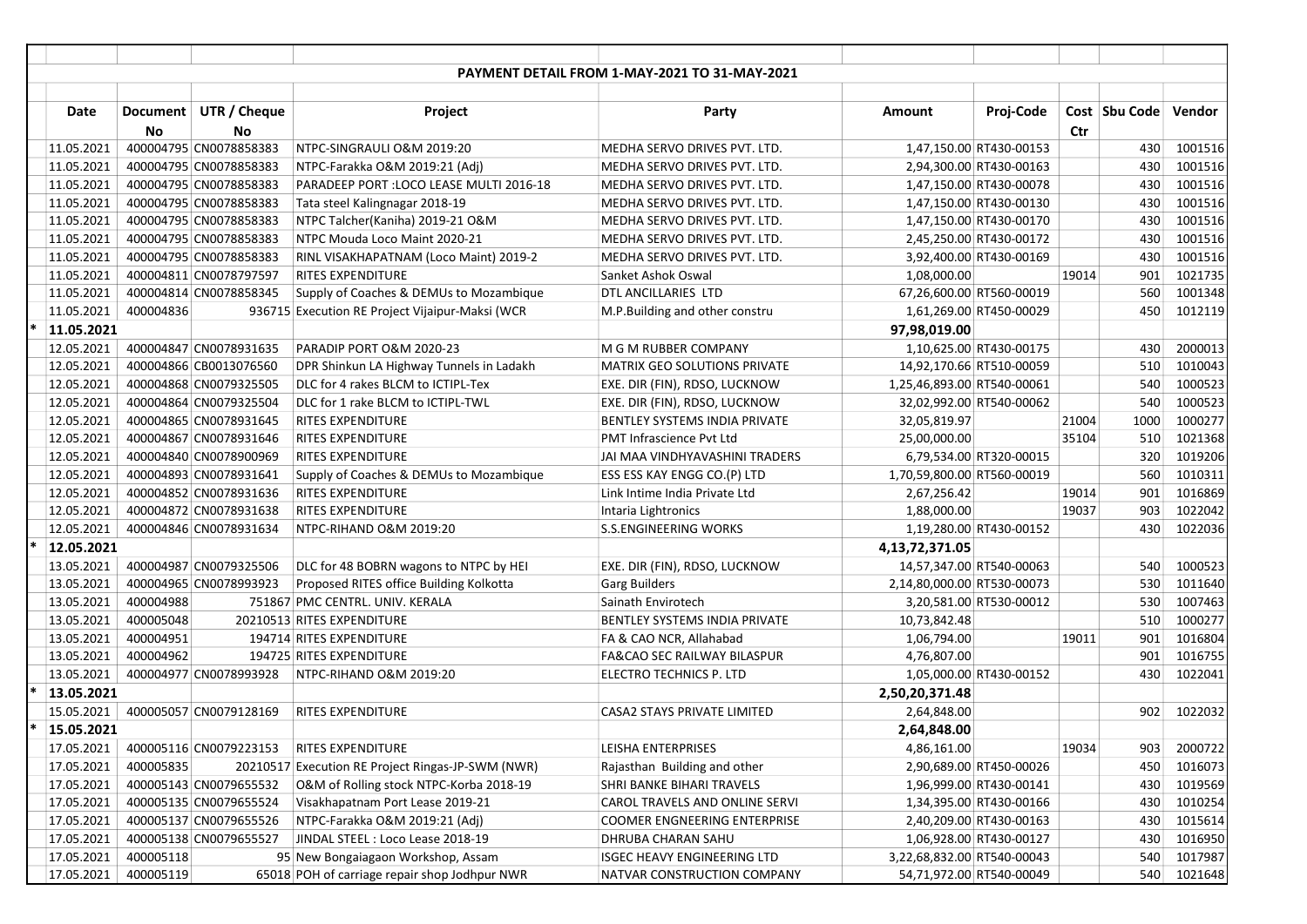**PAYMENT DETAIL FROM 1-MAY-2021 TO 31-MAY-2021**

| | Date | Document No | UTR / Cheque No | Project | Party | Amount | Proj-Code | Cost Ctr | Sbu Code | Vendor |
|---|---|---|---|---|---|---|---|---|---|---|
| | 11.05.2021 | 400004795 | CN0078858383 | NTPC-SINGRAULI O&M 2019:20 | MEDHA SERVO DRIVES PVT. LTD. | 1,47,150.00 | RT430-00153 | | 430 | 1001516 |
| | 11.05.2021 | 400004795 | CN0078858383 | NTPC-Farakka O&M 2019:21 (Adj) | MEDHA SERVO DRIVES PVT. LTD. | 2,94,300.00 | RT430-00163 | | 430 | 1001516 |
| | 11.05.2021 | 400004795 | CN0078858383 | PARADEEP PORT :LOCO LEASE MULTI 2016-18 | MEDHA SERVO DRIVES PVT. LTD. | 1,47,150.00 | RT430-00078 | | 430 | 1001516 |
| | 11.05.2021 | 400004795 | CN0078858383 | Tata steel Kalingnagar 2018-19 | MEDHA SERVO DRIVES PVT. LTD. | 1,47,150.00 | RT430-00130 | | 430 | 1001516 |
| | 11.05.2021 | 400004795 | CN0078858383 | NTPC Talcher(Kaniha) 2019-21 O&M | MEDHA SERVO DRIVES PVT. LTD. | 1,47,150.00 | RT430-00170 | | 430 | 1001516 |
| | 11.05.2021 | 400004795 | CN0078858383 | NTPC Mouda Loco Maint 2020-21 | MEDHA SERVO DRIVES PVT. LTD. | 2,45,250.00 | RT430-00172 | | 430 | 1001516 |
| | 11.05.2021 | 400004795 | CN0078858383 | RINL VISAKHAPATNAM (Loco Maint) 2019-2 | MEDHA SERVO DRIVES PVT. LTD. | 3,92,400.00 | RT430-00169 | | 430 | 1001516 |
| | 11.05.2021 | 400004811 | CN0078797597 | RITES EXPENDITURE | Sanket Ashok Oswal | 1,08,000.00 | | 19014 | 901 | 1021735 |
| | 11.05.2021 | 400004814 | CN0078858345 | Supply of Coaches & DEMUs to Mozambique | DTL ANCILLARIES LTD | 67,26,600.00 | RT560-00019 | | 560 | 1001348 |
| | 11.05.2021 | 400004836 | 936715 | Execution RE Project Vijaipur-Maksi (WCR | M.P.Building and other constru | 1,61,269.00 | RT450-00029 | | 450 | 1012119 |
| * | **11.05.2021** | | | | | **97,98,019.00** | | | | |
| | 12.05.2021 | 400004847 | CN0078931635 | PARADIP PORT O&M 2020-23 | M G M RUBBER COMPANY | 1,10,625.00 | RT430-00175 | | 430 | 2000013 |
| | 12.05.2021 | 400004866 | CB0013076560 | DPR Shinkun LA Highway Tunnels in Ladakh | MATRIX GEO SOLUTIONS PRIVATE | 14,92,170.66 | RT510-00059 | | 510 | 1010043 |
| | 12.05.2021 | 400004868 | CN0079325505 | DLC for 4 rakes BLCM to ICTIPL-Tex | EXE. DIR (FIN), RDSO, LUCKNOW | 1,25,46,893.00 | RT540-00061 | | 540 | 1000523 |
| | 12.05.2021 | 400004864 | CN0079325504 | DLC for 1 rake BLCM to ICTIPL-TWL | EXE. DIR (FIN), RDSO, LUCKNOW | 32,02,992.00 | RT540-00062 | | 540 | 1000523 |
| | 12.05.2021 | 400004865 | CN0078931645 | RITES EXPENDITURE | BENTLEY SYSTEMS INDIA PRIVATE | 32,05,819.97 | | 21004 | 1000 | 1000277 |
| | 12.05.2021 | 400004867 | CN0078931646 | RITES EXPENDITURE | PMT Infrascience Pvt Ltd | 25,00,000.00 | | 35104 | 510 | 1021368 |
| | 12.05.2021 | 400004840 | CN0078900969 | RITES EXPENDITURE | JAI MAA VINDHYAVASHINI TRADERS | 6,79,534.00 | RT320-00015 | | 320 | 1019206 |
| | 12.05.2021 | 400004893 | CN0078931641 | Supply of Coaches & DEMUs to Mozambique | ESS ESS KAY ENGG CO.(P) LTD | 1,70,59,800.00 | RT560-00019 | | 560 | 1010311 |
| | 12.05.2021 | 400004852 | CN0078931636 | RITES EXPENDITURE | Link Intime India Private Ltd | 2,67,256.42 | | 19014 | 901 | 1016869 |
| | 12.05.2021 | 400004872 | CN0078931638 | RITES EXPENDITURE | Intaria Lightronics | 1,88,000.00 | | 19037 | 903 | 1022042 |
| | 12.05.2021 | 400004846 | CN0078931634 | NTPC-RIHAND O&M 2019:20 | S.S.ENGINEERING WORKS | 1,19,280.00 | RT430-00152 | | 430 | 1022036 |
| * | **12.05.2021** | | | | | **4,13,72,371.05** | | | | |
| | 13.05.2021 | 400004987 | CN0079325506 | DLC for 48 BOBRN wagons to NTPC by HEI | EXE. DIR (FIN), RDSO, LUCKNOW | 14,57,347.00 | RT540-00063 | | 540 | 1000523 |
| | 13.05.2021 | 400004965 | CN0078993923 | Proposed RITES office Building Kolkotta | Garg Builders | 2,14,80,000.00 | RT530-00073 | | 530 | 1011640 |
| | 13.05.2021 | 400004988 | 751867 | PMC CENTRL. UNIV. KERALA | Sainath Envirotech | 3,20,581.00 | RT530-00012 | | 530 | 1007463 |
| | 13.05.2021 | 400005048 | 20210513 | RITES EXPENDITURE | BENTLEY SYSTEMS INDIA PRIVATE | 10,73,842.48 | | | 510 | 1000277 |
| | 13.05.2021 | 400004951 | 194714 | RITES EXPENDITURE | FA & CAO NCR, Allahabad | 1,06,794.00 | | 19011 | 901 | 1016804 |
| | 13.05.2021 | 400004962 | 194725 | RITES EXPENDITURE | FA&CAO SEC RAILWAY BILASPUR | 4,76,807.00 | | | 901 | 1016755 |
| | 13.05.2021 | 400004977 | CN0078993928 | NTPC-RIHAND O&M 2019:20 | ELECTRO TECHNICS P. LTD | 1,05,000.00 | RT430-00152 | | 430 | 1022041 |
| * | **13.05.2021** | | | | | **2,50,20,371.48** | | | | |
| | 15.05.2021 | 400005057 | CN0079128169 | RITES EXPENDITURE | CASA2 STAYS PRIVATE LIMITED | 2,64,848.00 | | | 902 | 1022032 |
| * | **15.05.2021** | | | | | **2,64,848.00** | | | | |
| | 17.05.2021 | 400005116 | CN0079223153 | RITES EXPENDITURE | LEISHA ENTERPRISES | 4,86,161.00 | | 19034 | 903 | 2000722 |
| | 17.05.2021 | 400005835 | 20210517 | Execution RE Project Ringas-JP-SWM (NWR) | Rajasthan Building and other | 2,90,689.00 | RT450-00026 | | 450 | 1016073 |
| | 17.05.2021 | 400005143 | CN0079655532 | O&M of Rolling stock NTPC-Korba 2018-19 | SHRI BANKE BIHARI TRAVELS | 1,96,999.00 | RT430-00141 | | 430 | 1019569 |
| | 17.05.2021 | 400005135 | CN0079655524 | Visakhapatnam Port Lease 2019-21 | CAROL TRAVELS AND ONLINE SERVI | 1,34,395.00 | RT430-00166 | | 430 | 1010254 |
| | 17.05.2021 | 400005137 | CN0079655526 | NTPC-Farakka O&M 2019:21 (Adj) | COOMER ENGNEERING ENTERPRISE | 2,40,209.00 | RT430-00163 | | 430 | 1015614 |
| | 17.05.2021 | 400005138 | CN0079655527 | JINDAL STEEL : Loco Lease 2018-19 | DHRUBA CHARAN SAHU | 1,06,928.00 | RT430-00127 | | 430 | 1016950 |
| | 17.05.2021 | 400005118 | 95 | New Bongaiagaon Workshop, Assam | ISGEC HEAVY ENGINEERING LTD | 3,22,68,832.00 | RT540-00043 | | 540 | 1017987 |
| | 17.05.2021 | 400005119 | 65018 | POH of carriage repair shop Jodhpur NWR | NATVAR CONSTRUCTION COMPANY | 54,71,972.00 | RT540-00049 | | 540 | 1021648 |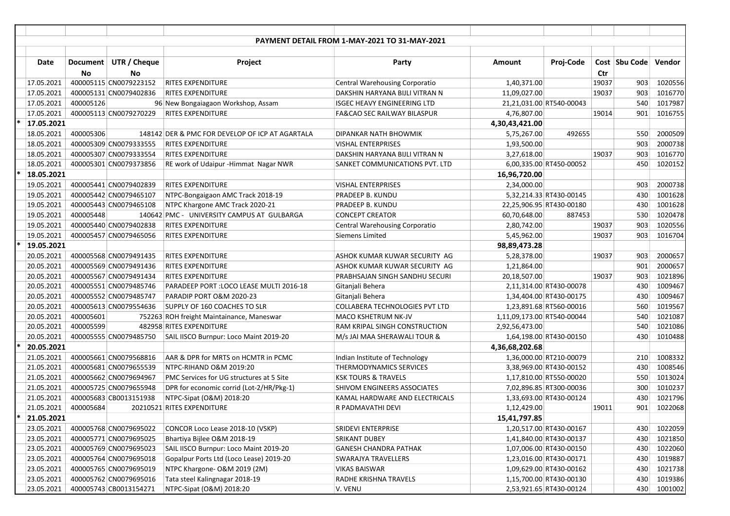**PAYMENT DETAIL FROM 1-MAY-2021 TO 31-MAY-2021**

| | Date | Document No | UTR / Cheque No | Project | Party | Amount | Proj-Code | Cost Ctr | Sbu Code | Vendor |
|---|---|---|---|---|---|---|---|---|---|---|
| | 17.05.2021 | 400005115 | CN0079223152 | RITES EXPENDITURE | Central Warehousing Corporatio | 1,40,371.00 | | 19037 | 903 | 1020556 |
| | 17.05.2021 | 400005131 | CN0079402836 | RITES EXPENDITURE | DAKSHIN HARYANA BIJLI VITRAN N | 11,09,027.00 | | 19037 | 903 | 1016770 |
| | 17.05.2021 | 400005126 | 96 | New Bongaiagaon Workshop, Assam | ISGEC HEAVY ENGINEERING LTD | 21,21,031.00 | RT540-00043 | | 540 | 1017987 |
| | 17.05.2021 | 400005113 | CN0079270229 | RITES EXPENDITURE | FA&CAO SEC RAILWAY BILASPUR | 4,76,807.00 | | 19014 | 901 | 1016755 |
| * | 17.05.2021 | | | | | 4,30,43,421.00 | | | | |
| | 18.05.2021 | 400005306 | 148142 | DER & PMC FOR DEVELOP OF ICP AT AGARTALA | DIPANKAR NATH BHOWMIK | 5,75,267.00 | 492655 | | 550 | 2000509 |
| | 18.05.2021 | 400005309 | CN0079333555 | RITES EXPENDITURE | VISHAL ENTERPRISES | 1,93,500.00 | | | 903 | 2000738 |
| | 18.05.2021 | 400005307 | CN0079333554 | RITES EXPENDITURE | DAKSHIN HARYANA BIJLI VITRAN N | 3,27,618.00 | | 19037 | 903 | 1016770 |
| | 18.05.2021 | 400005301 | CN0079373856 | RE work of Udaipur -Himmat Nagar NWR | SANKET COMMUNICATIONS PVT. LTD | 6,00,335.00 | RT450-00052 | | 450 | 1020152 |
| * | 18.05.2021 | | | | | 16,96,720.00 | | | | |
| | 19.05.2021 | 400005441 | CN0079402839 | RITES EXPENDITURE | VISHAL ENTERPRISES | 2,34,000.00 | | | 903 | 2000738 |
| | 19.05.2021 | 400005442 | CN0079465107 | NTPC-Bongaigaon AMC Track 2018-19 | PRADEEP B. KUNDU | 5,32,214.33 | RT430-00145 | | 430 | 1001628 |
| | 19.05.2021 | 400005443 | CN0079465108 | NTPC Khargone AMC Track 2020-21 | PRADEEP B. KUNDU | 22,25,906.95 | RT430-00180 | | 430 | 1001628 |
| | 19.05.2021 | 400005448 | 140642 | PMC - UNIVERSITY CAMPUS AT GULBARGA | CONCEPT CREATOR | 60,70,648.00 | 887453 | | 530 | 1020478 |
| | 19.05.2021 | 400005440 | CN0079402838 | RITES EXPENDITURE | Central Warehousing Corporatio | 2,80,742.00 | | 19037 | 903 | 1020556 |
| | 19.05.2021 | 400005457 | CN0079465056 | RITES EXPENDITURE | Siemens Limited | 5,45,962.00 | | 19037 | 903 | 1016704 |
| * | 19.05.2021 | | | | | 98,89,473.28 | | | | |
| | 20.05.2021 | 400005568 | CN0079491435 | RITES EXPENDITURE | ASHOK KUMAR KUWAR SECURITY AG | 5,28,378.00 | | 19037 | 903 | 2000657 |
| | 20.05.2021 | 400005569 | CN0079491436 | RITES EXPENDITURE | ASHOK KUMAR KUWAR SECURITY AG | 1,21,864.00 | | | 901 | 2000657 |
| | 20.05.2021 | 400005567 | CN0079491434 | RITES EXPENDITURE | PRABHSAJAN SINGH SANDHU SECURI | 20,18,507.00 | | 19037 | 903 | 1021896 |
| | 20.05.2021 | 400005551 | CN0079485746 | PARADEEP PORT :LOCO LEASE MULTI 2016-18 | Gitanjali Behera | 2,11,314.00 | RT430-00078 | | 430 | 1009467 |
| | 20.05.2021 | 400005552 | CN0079485747 | PARADIP PORT O&M 2020-23 | Gitanjali Behera | 1,34,404.00 | RT430-00175 | | 430 | 1009467 |
| | 20.05.2021 | 400005613 | CN0079554636 | SUPPLY OF 160 COACHES TO SLR | COLLABERA TECHNOLOGIES PVT LTD | 1,23,891.68 | RT560-00016 | | 560 | 1019567 |
| | 20.05.2021 | 400005601 | 752263 | ROH freight Maintainance, Maneswar | MACO KSHETRUM NK-JV | 1,11,09,173.00 | RT540-00044 | | 540 | 1021087 |
| | 20.05.2021 | 400005599 | 482958 | RITES EXPENDITURE | RAM KRIPAL SINGH CONSTRUCTION | 2,92,56,473.00 | | | 540 | 1021086 |
| | 20.05.2021 | 400005555 | CN0079485750 | SAIL IISCO Burnpur: Loco Maint 2019-20 | M/s JAI MAA SHERAWALI TOUR & | 1,64,198.00 | RT430-00150 | | 430 | 1010488 |
| * | 20.05.2021 | | | | | 4,36,68,202.68 | | | | |
| | 21.05.2021 | 400005661 | CN0079568816 | AAR & DPR for MRTS on HCMTR in PCMC | Indian Institute of Technology | 1,36,000.00 | RT210-00079 | | 210 | 1008332 |
| | 21.05.2021 | 400005681 | CN0079655539 | NTPC-RIHAND O&M 2019:20 | THERMODYNAMICS SERVICES | 3,38,969.00 | RT430-00152 | | 430 | 1008546 |
| | 21.05.2021 | 400005662 | CN0079694967 | PMC Services for UG structures at 5 Site | KSK TOURS & TRAVELS | 1,17,810.00 | RT550-00020 | | 550 | 1013024 |
| | 21.05.2021 | 400005725 | CN0079655948 | DPR for economic corrid (Lot-2/HR/Pkg-1) | SHIVOM ENGINEERS ASSOCIATES | 7,02,896.85 | RT300-00036 | | 300 | 1010237 |
| | 21.05.2021 | 400005683 | CB0013151938 | NTPC-Sipat (O&M) 2018:20 | KAMAL HARDWARE AND ELECTRICALS | 1,33,693.00 | RT430-00124 | | 430 | 1021796 |
| | 21.05.2021 | 400005684 | 20210521 | RITES EXPENDITURE | R PADMAVATHI DEVI | 1,12,429.00 | | 19011 | 901 | 1022068 |
| * | 21.05.2021 | | | | | 15,41,797.85 | | | | |
| | 23.05.2021 | 400005768 | CN0079695022 | CONCOR Loco Lease 2018-10 (VSKP) | SRIDEVI ENTERPRISE | 1,20,517.00 | RT430-00167 | | 430 | 1022059 |
| | 23.05.2021 | 400005771 | CN0079695025 | Bhartiya Bijlee O&M 2018-19 | SRIKANT DUBEY | 1,41,840.00 | RT430-00137 | | 430 | 1021850 |
| | 23.05.2021 | 400005769 | CN0079695023 | SAIL IISCO Burnpur: Loco Maint 2019-20 | GANESH CHANDRA PATHAK | 1,07,006.00 | RT430-00150 | | 430 | 1022060 |
| | 23.05.2021 | 400005764 | CN0079695018 | Gopalpur Ports Ltd (Loco Lease) 2019-20 | SWARAJYA TRAVELLERS | 1,23,016.00 | RT430-00171 | | 430 | 1019887 |
| | 23.05.2021 | 400005765 | CN0079695019 | NTPC Khargone- O&M 2019 (2M) | VIKAS BAISWAR | 1,09,629.00 | RT430-00162 | | 430 | 1021738 |
| | 23.05.2021 | 400005762 | CN0079695016 | Tata steel Kalingnagar 2018-19 | RADHE KRISHNA TRAVELS | 1,15,700.00 | RT430-00130 | | 430 | 1019386 |
| | 23.05.2021 | 400005743 | CB0013154271 | NTPC-Sipat (O&M) 2018:20 | V. VENU | 2,53,921.65 | RT430-00124 | | 430 | 1001002 |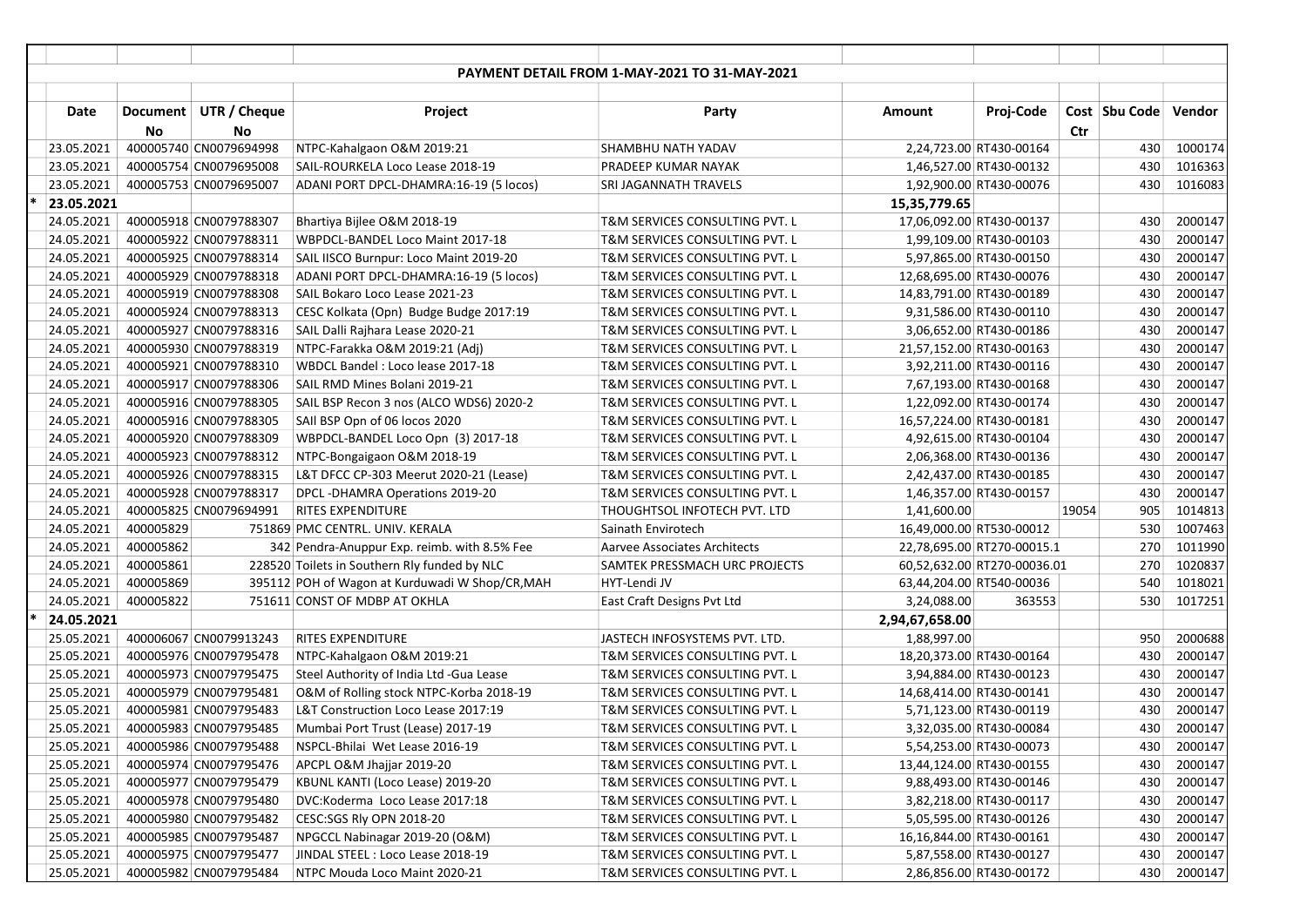**PAYMENT DETAIL FROM 1-MAY-2021 TO 31-MAY-2021**

| | Date | Document No | UTR / Cheque No | Project | Party | Amount | Proj-Code | Cost Ctr | Sbu Code | Vendor |
|---|---|---|---|---|---|---|---|---|---|---|
| | 23.05.2021 | 400005740 | CN0079694998 | NTPC-Kahalgaon O&M 2019:21 | SHAMBHU NATH YADAV | 2,24,723.00 | RT430-00164 | | 430 | 1000174 |
| | 23.05.2021 | 400005754 | CN0079695008 | SAIL-ROURKELA Loco Lease 2018-19 | PRADEEP KUMAR NAYAK | 1,46,527.00 | RT430-00132 | | 430 | 1016363 |
| | 23.05.2021 | 400005753 | CN0079695007 | ADANI PORT DPCL-DHAMRA:16-19 (5 locos) | SRI JAGANNATH TRAVELS | 1,92,900.00 | RT430-00076 | | 430 | 1016083 |
| * | **23.05.2021** | | | | | **15,35,779.65** | | | | |
| | 24.05.2021 | 400005918 | CN0079788307 | Bhartiya Bijlee O&M 2018-19 | T&M SERVICES CONSULTING PVT. L | 17,06,092.00 | RT430-00137 | | 430 | 2000147 |
| | 24.05.2021 | 400005922 | CN0079788311 | WBPDCL-BANDEL Loco Maint 2017-18 | T&M SERVICES CONSULTING PVT. L | 1,99,109.00 | RT430-00103 | | 430 | 2000147 |
| | 24.05.2021 | 400005925 | CN0079788314 | SAIL IISCO Burnpur: Loco Maint 2019-20 | T&M SERVICES CONSULTING PVT. L | 5,97,865.00 | RT430-00150 | | 430 | 2000147 |
| | 24.05.2021 | 400005929 | CN0079788318 | ADANI PORT DPCL-DHAMRA:16-19 (5 locos) | T&M SERVICES CONSULTING PVT. L | 12,68,695.00 | RT430-00076 | | 430 | 2000147 |
| | 24.05.2021 | 400005919 | CN0079788308 | SAIL Bokaro Loco Lease 2021-23 | T&M SERVICES CONSULTING PVT. L | 14,83,791.00 | RT430-00189 | | 430 | 2000147 |
| | 24.05.2021 | 400005924 | CN0079788313 | CESC Kolkata (Opn) Budge Budge 2017:19 | T&M SERVICES CONSULTING PVT. L | 9,31,586.00 | RT430-00110 | | 430 | 2000147 |
| | 24.05.2021 | 400005927 | CN0079788316 | SAIL Dalli Rajhara Lease 2020-21 | T&M SERVICES CONSULTING PVT. L | 3,06,652.00 | RT430-00186 | | 430 | 2000147 |
| | 24.05.2021 | 400005930 | CN0079788319 | NTPC-Farakka O&M 2019:21 (Adj) | T&M SERVICES CONSULTING PVT. L | 21,57,152.00 | RT430-00163 | | 430 | 2000147 |
| | 24.05.2021 | 400005921 | CN0079788310 | WBDCL Bandel : Loco lease 2017-18 | T&M SERVICES CONSULTING PVT. L | 3,92,211.00 | RT430-00116 | | 430 | 2000147 |
| | 24.05.2021 | 400005917 | CN0079788306 | SAIL RMD Mines Bolani 2019-21 | T&M SERVICES CONSULTING PVT. L | 7,67,193.00 | RT430-00168 | | 430 | 2000147 |
| | 24.05.2021 | 400005916 | CN0079788305 | SAIL BSP Recon 3 nos (ALCO WDS6) 2020-2 | T&M SERVICES CONSULTING PVT. L | 1,22,092.00 | RT430-00174 | | 430 | 2000147 |
| | 24.05.2021 | 400005916 | CN0079788305 | SAIl BSP Opn of 06 locos 2020 | T&M SERVICES CONSULTING PVT. L | 16,57,224.00 | RT430-00181 | | 430 | 2000147 |
| | 24.05.2021 | 400005920 | CN0079788309 | WBPDCL-BANDEL Loco Opn (3) 2017-18 | T&M SERVICES CONSULTING PVT. L | 4,92,615.00 | RT430-00104 | | 430 | 2000147 |
| | 24.05.2021 | 400005923 | CN0079788312 | NTPC-Bongaigaon O&M 2018-19 | T&M SERVICES CONSULTING PVT. L | 2,06,368.00 | RT430-00136 | | 430 | 2000147 |
| | 24.05.2021 | 400005926 | CN0079788315 | L&T DFCC CP-303 Meerut 2020-21 (Lease) | T&M SERVICES CONSULTING PVT. L | 2,42,437.00 | RT430-00185 | | 430 | 2000147 |
| | 24.05.2021 | 400005928 | CN0079788317 | DPCL -DHAMRA Operations 2019-20 | T&M SERVICES CONSULTING PVT. L | 1,46,357.00 | RT430-00157 | | 430 | 2000147 |
| | 24.05.2021 | 400005825 | CN0079694991 | RITES EXPENDITURE | THOUGHTSOL INFOTECH PVT. LTD | 1,41,600.00 | | 19054 | 905 | 1014813 |
| | 24.05.2021 | 400005829 | 751869 | PMC CENTRL. UNIV. KERALA | Sainath Envirotech | 16,49,000.00 | RT530-00012 | | 530 | 1007463 |
| | 24.05.2021 | 400005862 | 342 | Pendra-Anuppur Exp. reimb. with 8.5% Fee | Aarvee Associates Architects | 22,78,695.00 | RT270-00015.1 | | 270 | 1011990 |
| | 24.05.2021 | 400005861 | 228520 | Toilets in Southern Rly funded by NLC | SAMTEK PRESSMACH URC PROJECTS | 60,52,632.00 | RT270-00036.01 | | 270 | 1020837 |
| | 24.05.2021 | 400005869 | 395112 | POH of Wagon at Kurduwadi W Shop/CR,MAH | HYT-Lendi JV | 63,44,204.00 | RT540-00036 | | 540 | 1018021 |
| | 24.05.2021 | 400005822 | 751611 | CONST OF MDBP AT OKHLA | East Craft Designs Pvt Ltd | 3,24,088.00 | 363553 | | 530 | 1017251 |
| * | **24.05.2021** | | | | | **2,94,67,658.00** | | | | |
| | 25.05.2021 | 400006067 | CN0079913243 | RITES EXPENDITURE | JASTECH INFOSYSTEMS PVT. LTD. | 1,88,997.00 | | | 950 | 2000688 |
| | 25.05.2021 | 400005976 | CN0079795478 | NTPC-Kahalgaon O&M 2019:21 | T&M SERVICES CONSULTING PVT. L | 18,20,373.00 | RT430-00164 | | 430 | 2000147 |
| | 25.05.2021 | 400005973 | CN0079795475 | Steel Authority of India Ltd -Gua Lease | T&M SERVICES CONSULTING PVT. L | 3,94,884.00 | RT430-00123 | | 430 | 2000147 |
| | 25.05.2021 | 400005979 | CN0079795481 | O&M of Rolling stock NTPC-Korba 2018-19 | T&M SERVICES CONSULTING PVT. L | 14,68,414.00 | RT430-00141 | | 430 | 2000147 |
| | 25.05.2021 | 400005981 | CN0079795483 | L&T Construction Loco Lease 2017:19 | T&M SERVICES CONSULTING PVT. L | 5,71,123.00 | RT430-00119 | | 430 | 2000147 |
| | 25.05.2021 | 400005983 | CN0079795485 | Mumbai Port Trust (Lease) 2017-19 | T&M SERVICES CONSULTING PVT. L | 3,32,035.00 | RT430-00084 | | 430 | 2000147 |
| | 25.05.2021 | 400005986 | CN0079795488 | NSPCL-Bhilai Wet Lease 2016-19 | T&M SERVICES CONSULTING PVT. L | 5,54,253.00 | RT430-00073 | | 430 | 2000147 |
| | 25.05.2021 | 400005974 | CN0079795476 | APCPL O&M Jhajjar 2019-20 | T&M SERVICES CONSULTING PVT. L | 13,44,124.00 | RT430-00155 | | 430 | 2000147 |
| | 25.05.2021 | 400005977 | CN0079795479 | KBUNL KANTI (Loco Lease) 2019-20 | T&M SERVICES CONSULTING PVT. L | 9,88,493.00 | RT430-00146 | | 430 | 2000147 |
| | 25.05.2021 | 400005978 | CN0079795480 | DVC:Koderma Loco Lease 2017:18 | T&M SERVICES CONSULTING PVT. L | 3,82,218.00 | RT430-00117 | | 430 | 2000147 |
| | 25.05.2021 | 400005980 | CN0079795482 | CESC:SGS Rly OPN 2018-20 | T&M SERVICES CONSULTING PVT. L | 5,05,595.00 | RT430-00126 | | 430 | 2000147 |
| | 25.05.2021 | 400005985 | CN0079795487 | NPGCCL Nabinagar 2019-20 (O&M) | T&M SERVICES CONSULTING PVT. L | 16,16,844.00 | RT430-00161 | | 430 | 2000147 |
| | 25.05.2021 | 400005975 | CN0079795477 | JINDAL STEEL : Loco Lease 2018-19 | T&M SERVICES CONSULTING PVT. L | 5,87,558.00 | RT430-00127 | | 430 | 2000147 |
| | 25.05.2021 | 400005982 | CN0079795484 | NTPC Mouda Loco Maint 2020-21 | T&M SERVICES CONSULTING PVT. L | 2,86,856.00 | RT430-00172 | | 430 | 2000147 |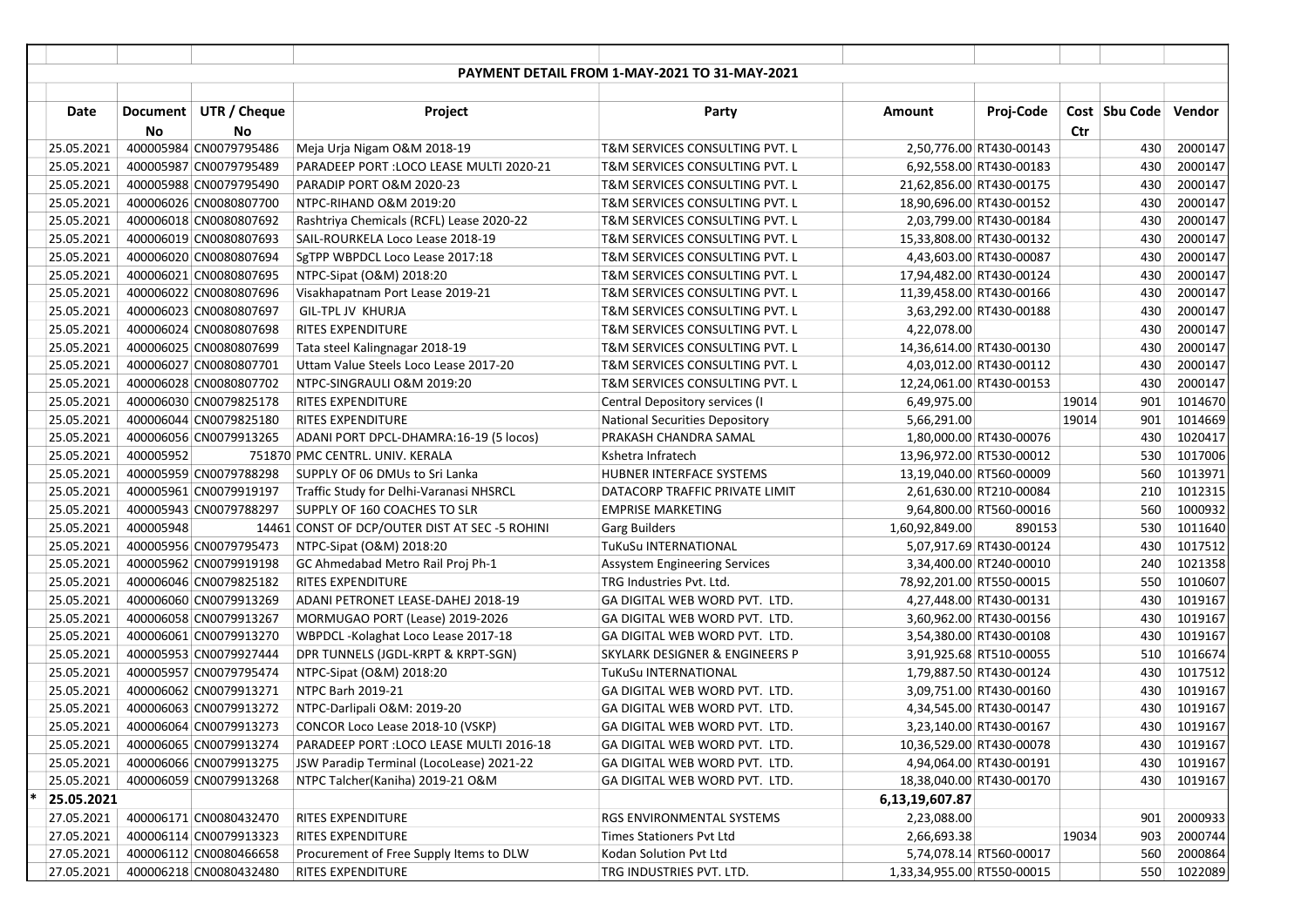**PAYMENT DETAIL FROM 1-MAY-2021 TO 31-MAY-2021**

| Date | Document No | UTR / Cheque No | Project | Party | Amount | Proj-Code | Cost Ctr | Sbu Code | Vendor |
|---|---|---|---|---|---|---|---|---|---|
| 25.05.2021 | 400005984 | CN0079795486 | Meja Urja Nigam O&M 2018-19 | T&M SERVICES CONSULTING PVT. L | 2,50,776.00 | RT430-00143 | | 430 | 2000147 |
| 25.05.2021 | 400005987 | CN0079795489 | PARADEEP PORT :LOCO LEASE MULTI 2020-21 | T&M SERVICES CONSULTING PVT. L | 6,92,558.00 | RT430-00183 | | 430 | 2000147 |
| 25.05.2021 | 400005988 | CN0079795490 | PARADIP PORT O&M 2020-23 | T&M SERVICES CONSULTING PVT. L | 21,62,856.00 | RT430-00175 | | 430 | 2000147 |
| 25.05.2021 | 400006026 | CN0080807700 | NTPC-RIHAND O&M 2019:20 | T&M SERVICES CONSULTING PVT. L | 18,90,696.00 | RT430-00152 | | 430 | 2000147 |
| 25.05.2021 | 400006018 | CN0080807692 | Rashtriya Chemicals (RCFL) Lease 2020-22 | T&M SERVICES CONSULTING PVT. L | 2,03,799.00 | RT430-00184 | | 430 | 2000147 |
| 25.05.2021 | 400006019 | CN0080807693 | SAIL-ROURKELA Loco Lease 2018-19 | T&M SERVICES CONSULTING PVT. L | 15,33,808.00 | RT430-00132 | | 430 | 2000147 |
| 25.05.2021 | 400006020 | CN0080807694 | SgTPP WBPDCL Loco Lease 2017:18 | T&M SERVICES CONSULTING PVT. L | 4,43,603.00 | RT430-00087 | | 430 | 2000147 |
| 25.05.2021 | 400006021 | CN0080807695 | NTPC-Sipat (O&M) 2018:20 | T&M SERVICES CONSULTING PVT. L | 17,94,482.00 | RT430-00124 | | 430 | 2000147 |
| 25.05.2021 | 400006022 | CN0080807696 | Visakhapatnam Port Lease 2019-21 | T&M SERVICES CONSULTING PVT. L | 11,39,458.00 | RT430-00166 | | 430 | 2000147 |
| 25.05.2021 | 400006023 | CN0080807697 | GIL-TPL JV KHURJA | T&M SERVICES CONSULTING PVT. L | 3,63,292.00 | RT430-00188 | | 430 | 2000147 |
| 25.05.2021 | 400006024 | CN0080807698 | RITES EXPENDITURE | T&M SERVICES CONSULTING PVT. L | 4,22,078.00 | | | 430 | 2000147 |
| 25.05.2021 | 400006025 | CN0080807699 | Tata steel Kalingnagar 2018-19 | T&M SERVICES CONSULTING PVT. L | 14,36,614.00 | RT430-00130 | | 430 | 2000147 |
| 25.05.2021 | 400006027 | CN0080807701 | Uttam Value Steels Loco Lease 2017-20 | T&M SERVICES CONSULTING PVT. L | 4,03,012.00 | RT430-00112 | | 430 | 2000147 |
| 25.05.2021 | 400006028 | CN0080807702 | NTPC-SINGRAULI O&M 2019:20 | T&M SERVICES CONSULTING PVT. L | 12,24,061.00 | RT430-00153 | | 430 | 2000147 |
| 25.05.2021 | 400006030 | CN0079825178 | RITES EXPENDITURE | Central Depository services (I | 6,49,975.00 | | 19014 | 901 | 1014670 |
| 25.05.2021 | 400006044 | CN0079825180 | RITES EXPENDITURE | National Securities Depository | 5,66,291.00 | | 19014 | 901 | 1014669 |
| 25.05.2021 | 400006056 | CN0079913265 | ADANI PORT DPCL-DHAMRA:16-19 (5 locos) | PRAKASH CHANDRA SAMAL | 1,80,000.00 | RT430-00076 | | 430 | 1020417 |
| 25.05.2021 | 400005952 | 751870 | PMC CENTRL. UNIV. KERALA | Kshetra Infratech | 13,96,972.00 | RT530-00012 | | 530 | 1017006 |
| 25.05.2021 | 400005959 | CN0079788298 | SUPPLY OF 06 DMUs to Sri Lanka | HUBNER INTERFACE SYSTEMS | 13,19,040.00 | RT560-00009 | | 560 | 1013971 |
| 25.05.2021 | 400005961 | CN0079919197 | Traffic Study for Delhi-Varanasi NHSRCL | DATACORP TRAFFIC PRIVATE LIMIT | 2,61,630.00 | RT210-00084 | | 210 | 1012315 |
| 25.05.2021 | 400005943 | CN0079788297 | SUPPLY OF 160 COACHES TO SLR | EMPRISE MARKETING | 9,64,800.00 | RT560-00016 | | 560 | 1000932 |
| 25.05.2021 | 400005948 | 14461 | CONST OF DCP/OUTER DIST AT SEC -5 ROHINI | Garg Builders | 1,60,92,849.00 | 890153 | | 530 | 1011640 |
| 25.05.2021 | 400005956 | CN0079795473 | NTPC-Sipat (O&M) 2018:20 | TuKuSu INTERNATIONAL | 5,07,917.69 | RT430-00124 | | 430 | 1017512 |
| 25.05.2021 | 400005962 | CN0079919198 | GC Ahmedabad Metro Rail Proj Ph-1 | Assystem Engineering Services | 3,34,400.00 | RT240-00010 | | 240 | 1021358 |
| 25.05.2021 | 400006046 | CN0079825182 | RITES EXPENDITURE | TRG Industries Pvt. Ltd. | 78,92,201.00 | RT550-00015 | | 550 | 1010607 |
| 25.05.2021 | 400006060 | CN0079913269 | ADANI PETRONET LEASE-DAHEJ 2018-19 | GA DIGITAL WEB WORD PVT. LTD. | 4,27,448.00 | RT430-00131 | | 430 | 1019167 |
| 25.05.2021 | 400006058 | CN0079913267 | MORMUGAO PORT (Lease) 2019-2026 | GA DIGITAL WEB WORD PVT. LTD. | 3,60,962.00 | RT430-00156 | | 430 | 1019167 |
| 25.05.2021 | 400006061 | CN0079913270 | WBPDCL -Kolaghat Loco Lease 2017-18 | GA DIGITAL WEB WORD PVT. LTD. | 3,54,380.00 | RT430-00108 | | 430 | 1019167 |
| 25.05.2021 | 400005953 | CN0079927444 | DPR TUNNELS (JGDL-KRPT & KRPT-SGN) | SKYLARK DESIGNER & ENGINEERS P | 3,91,925.68 | RT510-00055 | | 510 | 1016674 |
| 25.05.2021 | 400005957 | CN0079795474 | NTPC-Sipat (O&M) 2018:20 | TuKuSu INTERNATIONAL | 1,79,887.50 | RT430-00124 | | 430 | 1017512 |
| 25.05.2021 | 400006062 | CN0079913271 | NTPC Barh 2019-21 | GA DIGITAL WEB WORD PVT. LTD. | 3,09,751.00 | RT430-00160 | | 430 | 1019167 |
| 25.05.2021 | 400006063 | CN0079913272 | NTPC-Darlipali O&M: 2019-20 | GA DIGITAL WEB WORD PVT. LTD. | 4,34,545.00 | RT430-00147 | | 430 | 1019167 |
| 25.05.2021 | 400006064 | CN0079913273 | CONCOR Loco Lease 2018-10 (VSKP) | GA DIGITAL WEB WORD PVT. LTD. | 3,23,140.00 | RT430-00167 | | 430 | 1019167 |
| 25.05.2021 | 400006065 | CN0079913274 | PARADEEP PORT :LOCO LEASE MULTI 2016-18 | GA DIGITAL WEB WORD PVT. LTD. | 10,36,529.00 | RT430-00078 | | 430 | 1019167 |
| 25.05.2021 | 400006066 | CN0079913275 | JSW Paradip Terminal (LocoLease) 2021-22 | GA DIGITAL WEB WORD PVT. LTD. | 4,94,064.00 | RT430-00191 | | 430 | 1019167 |
| 25.05.2021 | 400006059 | CN0079913268 | NTPC Talcher(Kaniha) 2019-21 O&M | GA DIGITAL WEB WORD PVT. LTD. | 18,38,040.00 | RT430-00170 | | 430 | 1019167 |
| * 25.05.2021 | | | | | 6,13,19,607.87 | | | | |
| 27.05.2021 | 400006171 | CN0080432470 | RITES EXPENDITURE | RGS ENVIRONMENTAL SYSTEMS | 2,23,088.00 | | | 901 | 2000933 |
| 27.05.2021 | 400006114 | CN0079913323 | RITES EXPENDITURE | Times Stationers Pvt Ltd | 2,66,693.38 | | 19034 | 903 | 2000744 |
| 27.05.2021 | 400006112 | CN0080466658 | Procurement of Free Supply Items to DLW | Kodan Solution Pvt Ltd | 5,74,078.14 | RT560-00017 | | 560 | 2000864 |
| 27.05.2021 | 400006218 | CN0080432480 | RITES EXPENDITURE | TRG INDUSTRIES PVT. LTD. | 1,33,34,955.00 | RT550-00015 | | 550 | 1022089 |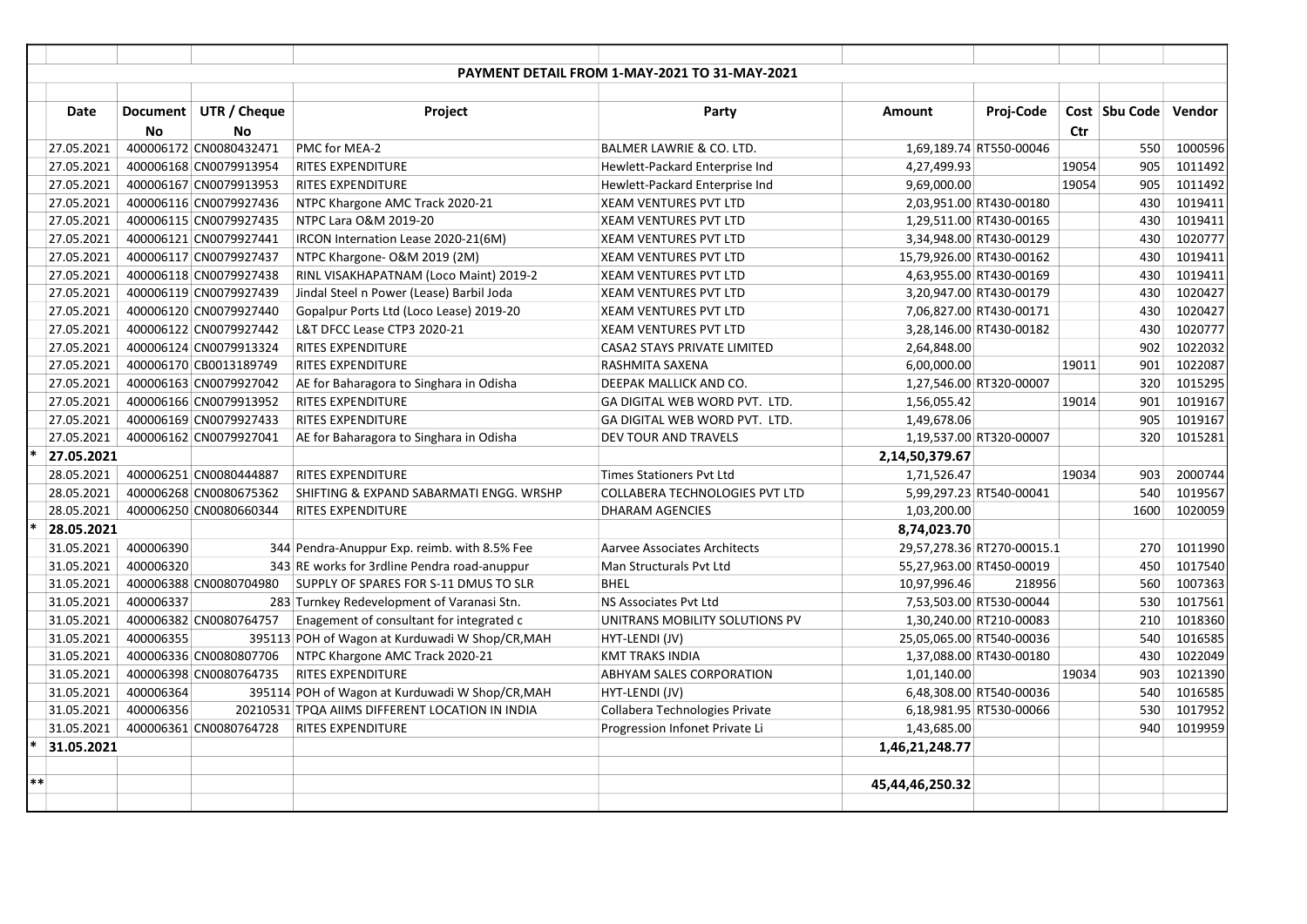**PAYMENT DETAIL FROM 1-MAY-2021 TO 31-MAY-2021**

| | Date | Document No | UTR / Cheque No | Project | Party | Amount | Proj-Code | Cost Ctr | Sbu Code | Vendor |
|---|---|---|---|---|---|---|---|---|---|---|
| | 27.05.2021 | 400006172 | CN0080432471 | PMC for MEA-2 | BALMER LAWRIE & CO. LTD. | 1,69,189.74 | RT550-00046 | | 550 | 1000596 |
| | 27.05.2021 | 400006168 | CN0079913954 | RITES EXPENDITURE | Hewlett-Packard Enterprise Ind | 4,27,499.93 | | 19054 | 905 | 1011492 |
| | 27.05.2021 | 400006167 | CN0079913953 | RITES EXPENDITURE | Hewlett-Packard Enterprise Ind | 9,69,000.00 | | 19054 | 905 | 1011492 |
| | 27.05.2021 | 400006116 | CN0079927436 | NTPC Khargone AMC Track 2020-21 | XEAM VENTURES PVT LTD | 2,03,951.00 | RT430-00180 | | 430 | 1019411 |
| | 27.05.2021 | 400006115 | CN0079927435 | NTPC Lara O&M 2019-20 | XEAM VENTURES PVT LTD | 1,29,511.00 | RT430-00165 | | 430 | 1019411 |
| | 27.05.2021 | 400006121 | CN0079927441 | IRCON Internation Lease 2020-21(6M) | XEAM VENTURES PVT LTD | 3,34,948.00 | RT430-00129 | | 430 | 1020777 |
| | 27.05.2021 | 400006117 | CN0079927437 | NTPC Khargone- O&M 2019 (2M) | XEAM VENTURES PVT LTD | 15,79,926.00 | RT430-00162 | | 430 | 1019411 |
| | 27.05.2021 | 400006118 | CN0079927438 | RINL VISAKHAPATNAM (Loco Maint) 2019-2 | XEAM VENTURES PVT LTD | 4,63,955.00 | RT430-00169 | | 430 | 1019411 |
| | 27.05.2021 | 400006119 | CN0079927439 | Jindal Steel n Power (Lease) Barbil Joda | XEAM VENTURES PVT LTD | 3,20,947.00 | RT430-00179 | | 430 | 1020427 |
| | 27.05.2021 | 400006120 | CN0079927440 | Gopalpur Ports Ltd (Loco Lease) 2019-20 | XEAM VENTURES PVT LTD | 7,06,827.00 | RT430-00171 | | 430 | 1020427 |
| | 27.05.2021 | 400006122 | CN0079927442 | L&T DFCC Lease CTP3 2020-21 | XEAM VENTURES PVT LTD | 3,28,146.00 | RT430-00182 | | 430 | 1020777 |
| | 27.05.2021 | 400006124 | CN0079913324 | RITES EXPENDITURE | CASA2 STAYS PRIVATE LIMITED | 2,64,848.00 | | | 902 | 1022032 |
| | 27.05.2021 | 400006170 | CB0013189749 | RITES EXPENDITURE | RASHMITA SAXENA | 6,00,000.00 | | 19011 | 901 | 1022087 |
| | 27.05.2021 | 400006163 | CN0079927042 | AE for Baharagora to Singhara in Odisha | DEEPAK MALLICK AND CO. | 1,27,546.00 | RT320-00007 | | 320 | 1015295 |
| | 27.05.2021 | 400006166 | CN0079913952 | RITES EXPENDITURE | GA DIGITAL WEB WORD PVT. LTD. | 1,56,055.42 | | 19014 | 901 | 1019167 |
| | 27.05.2021 | 400006169 | CN0079927433 | RITES EXPENDITURE | GA DIGITAL WEB WORD PVT. LTD. | 1,49,678.06 | | | 905 | 1019167 |
| | 27.05.2021 | 400006162 | CN0079927041 | AE for Baharagora to Singhara in Odisha | DEV TOUR AND TRAVELS | 1,19,537.00 | RT320-00007 | | 320 | 1015281 |
| * | 27.05.2021 | | | | | 2,14,50,379.67 | | | | |
| | 28.05.2021 | 400006251 | CN0080444887 | RITES EXPENDITURE | Times Stationers Pvt Ltd | 1,71,526.47 | | 19034 | 903 | 2000744 |
| | 28.05.2021 | 400006268 | CN0080675362 | SHIFTING & EXPAND SABARMATI ENGG. WRSHP | COLLABERA TECHNOLOGIES PVT LTD | 5,99,297.23 | RT540-00041 | | 540 | 1019567 |
| | 28.05.2021 | 400006250 | CN0080660344 | RITES EXPENDITURE | DHARAM AGENCIES | 1,03,200.00 | | | 1600 | 1020059 |
| * | 28.05.2021 | | | | | 8,74,023.70 | | | | |
| | 31.05.2021 | 400006390 | 344 | Pendra-Anuppur Exp. reimb. with 8.5% Fee | Aarvee Associates Architects | 29,57,278.36 | RT270-00015.1 | | 270 | 1011990 |
| | 31.05.2021 | 400006320 | 343 | RE works for 3rdline Pendra road-anuppur | Man Structurals Pvt Ltd | 55,27,963.00 | RT450-00019 | | 450 | 1017540 |
| | 31.05.2021 | 400006388 | CN0080704980 | SUPPLY OF SPARES FOR S-11 DMUS TO SLR | BHEL | 10,97,996.46 | 218956 | | 560 | 1007363 |
| | 31.05.2021 | 400006337 | 283 | Turnkey Redevelopment of Varanasi Stn. | NS Associates Pvt Ltd | 7,53,503.00 | RT530-00044 | | 530 | 1017561 |
| | 31.05.2021 | 400006382 | CN0080764757 | Enagement of consultant for integrated c | UNITRANS MOBILITY SOLUTIONS PV | 1,30,240.00 | RT210-00083 | | 210 | 1018360 |
| | 31.05.2021 | 400006355 | 395113 | POH of Wagon at Kurduwadi W Shop/CR,MAH | HYT-LENDI (JV) | 25,05,065.00 | RT540-00036 | | 540 | 1016585 |
| | 31.05.2021 | 400006336 | CN0080807706 | NTPC Khargone AMC Track 2020-21 | KMT TRAKS INDIA | 1,37,088.00 | RT430-00180 | | 430 | 1022049 |
| | 31.05.2021 | 400006398 | CN0080764735 | RITES EXPENDITURE | ABHYAM SALES CORPORATION | 1,01,140.00 | | 19034 | 903 | 1021390 |
| | 31.05.2021 | 400006364 | 395114 | POH of Wagon at Kurduwadi W Shop/CR,MAH | HYT-LENDI (JV) | 6,48,308.00 | RT540-00036 | | 540 | 1016585 |
| | 31.05.2021 | 400006356 | 20210531 | TPQA AIIMS DIFFERENT LOCATION IN INDIA | Collabera Technologies Private | 6,18,981.95 | RT530-00066 | | 530 | 1017952 |
| | 31.05.2021 | 400006361 | CN0080764728 | RITES EXPENDITURE | Progression Infonet Private Li | 1,43,685.00 | | | 940 | 1019959 |
| * | 31.05.2021 | | | | | 1,46,21,248.77 | | | | |
| ** | | | | | | 45,44,46,250.32 | | | | |